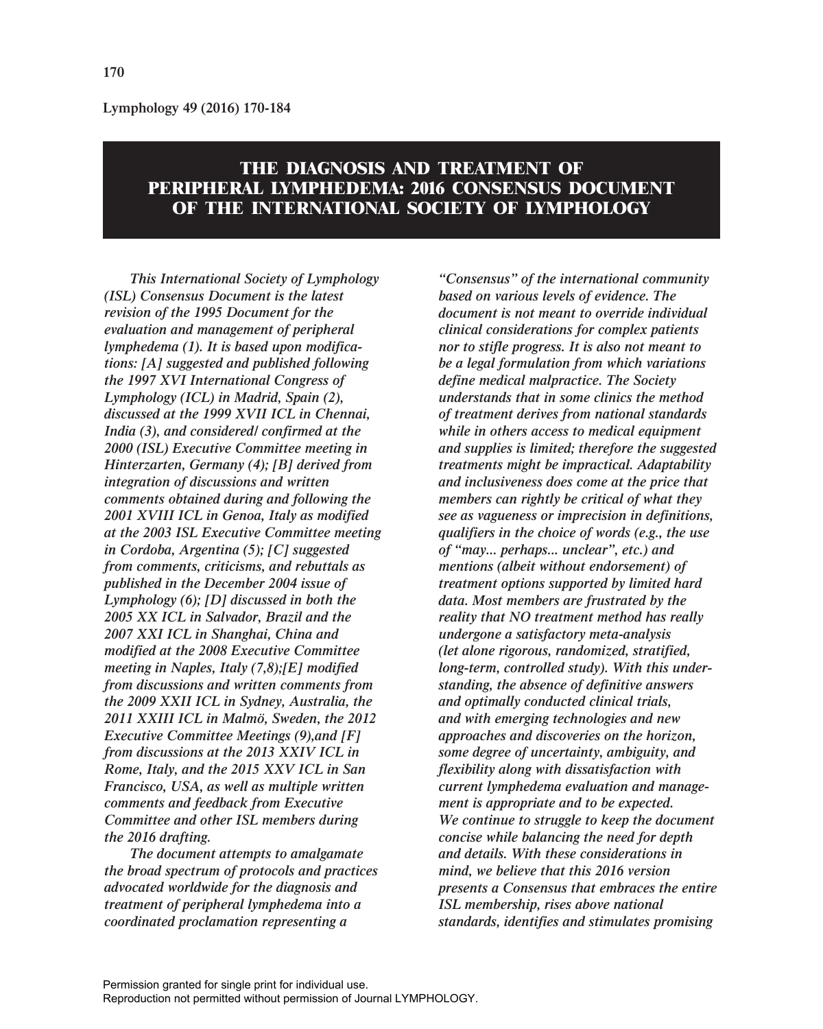# THE DIAGNOSIS AND TREATMENT OF PERIPHERAL LYMPHEDEMA: 2016 CONSENSUS DOCUMENT OF THE INTERNATIONAL SOCIETY OF LYMPHOLOGY

*This International Society of Lymphology (ISL) Consensus Document is the latest revision of the 1995 Document for the evaluation and management of peripheral lymphedema (1). It is based upon modifications: [A] suggested and published following the 1997 XVI International Congress of Lymphology (ICL) in Madrid, Spain (2), discussed at the 1999 XVII ICL in Chennai, India (3), and considered/ confirmed at the 2000 (ISL) Executive Committee meeting in Hinterzarten, Germany (4); [B] derived from integration of discussions and written comments obtained during and following the 2001 XVIII ICL in Genoa, Italy as modified at the 2003 ISL Executive Committee meeting in Cordoba, Argentina (5); [C] suggested from comments, criticisms, and rebuttals as published in the December 2004 issue of Lymphology (6); [D] discussed in both the 2005 XX ICL in Salvador, Brazil and the 2007 XXI ICL in Shanghai, China and modified at the 2008 Executive Committee meeting in Naples, Italy (7,8);[E] modified from discussions and written comments from the 2009 XXII ICL in Sydney, Australia, the 2011 XXIII ICL in Malmö, Sweden, the 2012 Executive Committee Meetings (9),and [F] from discussions at the 2013 XXIV ICL in Rome, Italy, and the 2015 XXV ICL in San Francisco, USA, as well as multiple written comments and feedback from Executive Committee and other ISL members during the 2016 drafting.*

*The document attempts to amalgamate the broad spectrum of protocols and practices advocated worldwide for the diagnosis and treatment of peripheral lymphedema into a coordinated proclamation representing a "Consensus" of the international community based on various levels of evidence. The document is not meant to override individual clinical considerations for complex patients nor to stifle progress. It is also not meant to be a legal formulation from which variations define medical malpractice. The Society understands that in some clinics the method of treatment derives from national standards while in others access to medical equipment and supplies is limited; therefore the suggested treatments might be impractical. Adaptability and inclusiveness does come at the price that members can rightly be critical of what they see as vagueness or imprecision in definitions, qualifiers in the choice of words (e.g., the use of "may... perhaps... unclear", etc.) and mentions (albeit without endorsement) of treatment options supported by limited hard data. Most members are frustrated by the reality that NO treatment method has really undergone a satisfactory meta-analysis (let alone rigorous, randomized, stratified, long-term, controlled study). With this understanding, the absence of definitive answers and optimally conducted clinical trials, and with emerging technologies and new approaches and discoveries on the horizon, some degree of uncertainty, ambiguity, and flexibility along with dissatisfaction with current lymphedema evaluation and management is appropriate and to be expected. We continue to struggle to keep the document concise while balancing the need for depth and details. With these considerations in mind, we believe that this 2016 version presents a Consensus that embraces the entire ISL membership, rises above national standards, identifies and stimulates promising*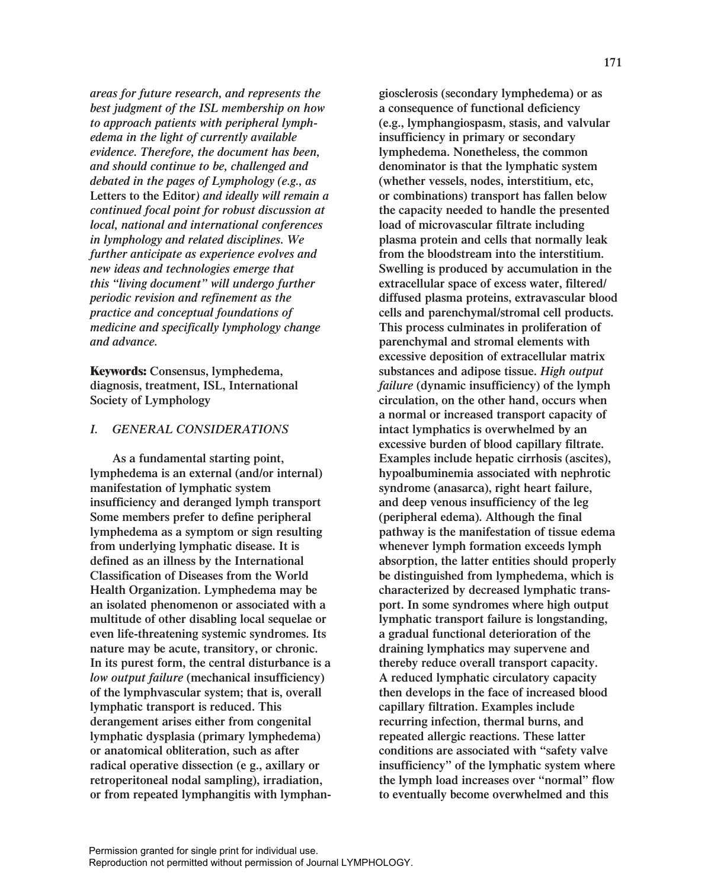*areas for future research, and represents the best judgment of the ISL membership on how to approach patients with peripheral lymphedema in the light of currently available evidence. Therefore, the document has been, and should continue to be, challenged and debated in the pages of Lymphology (e.g., as* **Letters to the Editor***) and ideally will remain a continued focal point for robust discussion at local, national and international conferences in lymphology and related disciplines. We further anticipate as experience evolves and new ideas and technologies emerge that this "living document" will undergo further periodic revision and refinement as the practice and conceptual foundations of medicine and specifically lymphology change and advance.*

**Keywords:** Consensus, lymphedema, diagnosis, treatment, ISL, International Society of Lymphology

## *I. GENERAL CONSIDERATIONS*

As a fundamental starting point, lymphedema is an external (and/or internal) manifestation of lymphatic system insufficiency and deranged lymph transport Some members prefer to define peripheral lymphedema as a symptom or sign resulting from underlying lymphatic disease. It is defined as an illness by the International Classification of Diseases from the World Health Organization. Lymphedema may be an isolated phenomenon or associated with a multitude of other disabling local sequelae or even life-threatening systemic syndromes. Its nature may be acute, transitory, or chronic. In its purest form, the central disturbance is a *low output failure* (mechanical insufficiency) of the lymphvascular system; that is, overall lymphatic transport is reduced. This derangement arises either from congenital lymphatic dysplasia (primary lymphedema) or anatomical obliteration, such as after radical operative dissection (e g., axillary or retroperitoneal nodal sampling), irradiation, or from repeated lymphangitis with lymphangiosclerosis (secondary lymphedema) or as a consequence of functional deficiency (e.g., lymphangiospasm, stasis, and valvular insufficiency in primary or secondary lymphedema. Nonetheless, the common denominator is that the lymphatic system (whether vessels, nodes, interstitium, etc, or combinations) transport has fallen below the capacity needed to handle the presented load of microvascular filtrate including plasma protein and cells that normally leak from the bloodstream into the interstitium. Swelling is produced by accumulation in the extracellular space of excess water, filtered/diffused plasma proteins, extravascular blood cells and parenchymal/stromal cell products. This process culminates in proliferation of parenchymal and stromal elements with excessive deposition of extracellular matrix substances and adipose tissue. *High output failure* (dynamic insufficiency) of the lymph circulation, on the other hand, occurs when a normal or increased transport capacity of intact lymphatics is overwhelmed by an excessive burden of blood capillary filtrate. Examples include hepatic cirrhosis (ascites), hypoalbuminemia associated with nephrotic syndrome (anasarca), right heart failure, and deep venous insufficiency of the leg (peripheral edema). Although the final pathway is the manifestation of tissue edema whenever lymph formation exceeds lymph absorption, the latter entities should properly be distinguished from lymphedema, which is characterized by decreased lymphatic transport. In some syndromes where high output lymphatic transport failure is longstanding, a gradual functional deterioration of the draining lymphatics may supervene and thereby reduce overall transport capacity. A reduced lymphatic circulatory capacity then develops in the face of increased blood capillary filtration. Examples include recurring infection, thermal burns, and repeated allergic reactions. These latter conditions are associated with "safety valve insufficiency" of the lymphatic system where the lymph load increases over "normal" flow to eventually become overwhelmed and this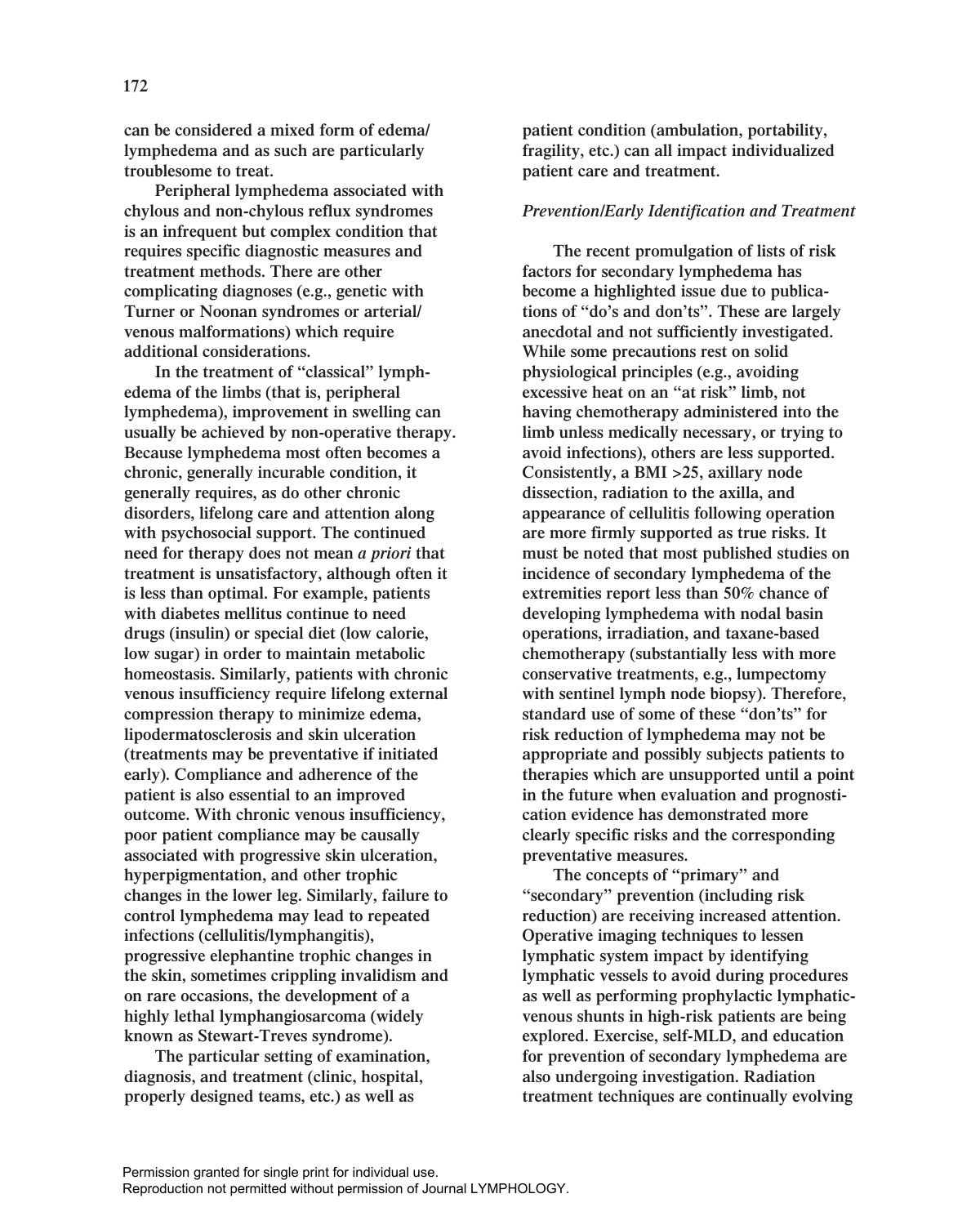can be considered a mixed form of edema/ lymphedema and as such are particularly troublesome to treat.

Peripheral lymphedema associated with chylous and non-chylous reflux syndromes is an infrequent but complex condition that requires specific diagnostic measures and treatment methods. There are other complicating diagnoses (e.g., genetic with Turner or Noonan syndromes or arterial/ venous malformations) which require additional considerations.

In the treatment of "classical" lymphedema of the limbs (that is, peripheral lymphedema), improvement in swelling can usually be achieved by non-operative therapy. Because lymphedema most often becomes a chronic, generally incurable condition, it generally requires, as do other chronic disorders, lifelong care and attention along with psychosocial support. The continued need for therapy does not mean *a priori* that treatment is unsatisfactory, although often it is less than optimal. For example, patients with diabetes mellitus continue to need drugs (insulin) or special diet (low calorie, low sugar) in order to maintain metabolic homeostasis. Similarly, patients with chronic venous insufficiency require lifelong external compression therapy to minimize edema, lipodermatosclerosis and skin ulceration (treatments may be preventative if initiated early). Compliance and adherence of the patient is also essential to an improved outcome. With chronic venous insufficiency, poor patient compliance may be causally associated with progressive skin ulceration, hyperpigmentation, and other trophic changes in the lower leg. Similarly, failure to control lymphedema may lead to repeated infections (cellulitis/lymphangitis), progressive elephantine trophic changes in the skin, sometimes crippling invalidism and on rare occasions, the development of a highly lethal lymphangiosarcoma (widely known as Stewart-Treves syndrome).

The particular setting of examination, diagnosis, and treatment (clinic, hospital, properly designed teams, etc.) as well as patient condition (ambulation, portability, fragility, etc.) can all impact individualized patient care and treatment.

### *Prevention/Early Identification and Treatment*

The recent promulgation of lists of risk factors for secondary lymphedema has become a highlighted issue due to publications of "do's and don'ts". These are largely anecdotal and not sufficiently investigated. While some precautions rest on solid physiological principles (e.g., avoiding excessive heat on an "at risk" limb, not having chemotherapy administered into the limb unless medically necessary, or trying to avoid infections), others are less supported. Consistently, a BMI >25, axillary node dissection, radiation to the axilla, and appearance of cellulitis following operation are more firmly supported as true risks. It must be noted that most published studies on incidence of secondary lymphedema of the extremities report less than 50% chance of developing lymphedema with nodal basin operations, irradiation, and taxane-based chemotherapy (substantially less with more conservative treatments, e.g., lumpectomy with sentinel lymph node biopsy). Therefore, standard use of some of these "don'ts" for risk reduction of lymphedema may not be appropriate and possibly subjects patients to therapies which are unsupported until a point in the future when evaluation and prognostication evidence has demonstrated more clearly specific risks and the corresponding preventative measures.

The concepts of "primary" and "secondary" prevention (including risk reduction) are receiving increased attention. Operative imaging techniques to lessen lymphatic system impact by identifying lymphatic vessels to avoid during procedures as well as performing prophylactic lymphatic-venous shunts in high-risk patients are being explored. Exercise, self-MLD, and education for prevention of secondary lymphedema are also undergoing investigation. Radiation treatment techniques are continually evolving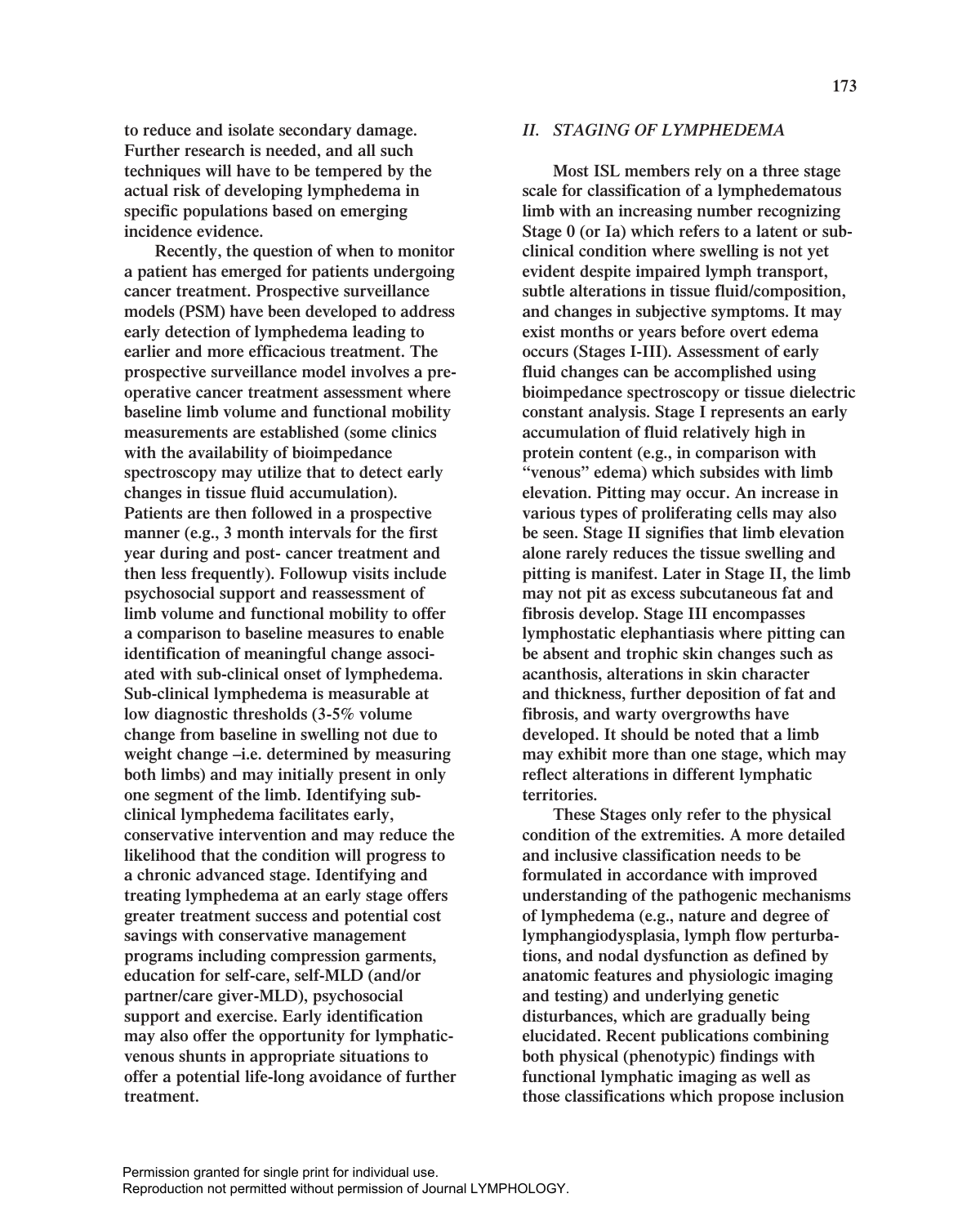to reduce and isolate secondary damage. Further research is needed, and all such techniques will have to be tempered by the actual risk of developing lymphedema in specific populations based on emerging incidence evidence.

Recently, the question of when to monitor a patient has emerged for patients undergoing cancer treatment. Prospective surveillance models (PSM) have been developed to address early detection of lymphedema leading to earlier and more efficacious treatment. The prospective surveillance model involves a pre-operative cancer treatment assessment where baseline limb volume and functional mobility measurements are established (some clinics with the availability of bioimpedance spectroscopy may utilize that to detect early changes in tissue fluid accumulation). Patients are then followed in a prospective manner (e.g., 3 month intervals for the first year during and post- cancer treatment and then less frequently). Followup visits include psychosocial support and reassessment of limb volume and functional mobility to offer a comparison to baseline measures to enable identification of meaningful change associated with sub-clinical onset of lymphedema. Sub-clinical lymphedema is measurable at low diagnostic thresholds (3-5% volume change from baseline in swelling not due to weight change –i.e. determined by measuring both limbs) and may initially present in only one segment of the limb. Identifying sub-clinical lymphedema facilitates early, conservative intervention and may reduce the likelihood that the condition will progress to a chronic advanced stage. Identifying and treating lymphedema at an early stage offers greater treatment success and potential cost savings with conservative management programs including compression garments, education for self-care, self-MLD (and/or partner/care giver-MLD), psychosocial support and exercise. Early identification may also offer the opportunity for lymphatic-venous shunts in appropriate situations to offer a potential life-long avoidance of further treatment.

## *II. STAGING OF LYMPHEDEMA*

Most ISL members rely on a three stage scale for classification of a lymphedematous limb with an increasing number recognizing Stage 0 (or Ia) which refers to a latent or sub-clinical condition where swelling is not yet evident despite impaired lymph transport, subtle alterations in tissue fluid/composition, and changes in subjective symptoms. It may exist months or years before overt edema occurs (Stages I-III). Assessment of early fluid changes can be accomplished using bioimpedance spectroscopy or tissue dielectric constant analysis. Stage I represents an early accumulation of fluid relatively high in protein content (e.g., in comparison with "venous" edema) which subsides with limb elevation. Pitting may occur. An increase in various types of proliferating cells may also be seen. Stage II signifies that limb elevation alone rarely reduces the tissue swelling and pitting is manifest. Later in Stage II, the limb may not pit as excess subcutaneous fat and fibrosis develop. Stage III encompasses lymphostatic elephantiasis where pitting can be absent and trophic skin changes such as acanthosis, alterations in skin character and thickness, further deposition of fat and fibrosis, and warty overgrowths have developed. It should be noted that a limb may exhibit more than one stage, which may reflect alterations in different lymphatic territories.

These Stages only refer to the physical condition of the extremities. A more detailed and inclusive classification needs to be formulated in accordance with improved understanding of the pathogenic mechanisms of lymphedema (e.g., nature and degree of lymphangiodysplasia, lymph flow perturbations, and nodal dysfunction as defined by anatomic features and physiologic imaging and testing) and underlying genetic disturbances, which are gradually being elucidated. Recent publications combining both physical (phenotypic) findings with functional lymphatic imaging as well as those classifications which propose inclusion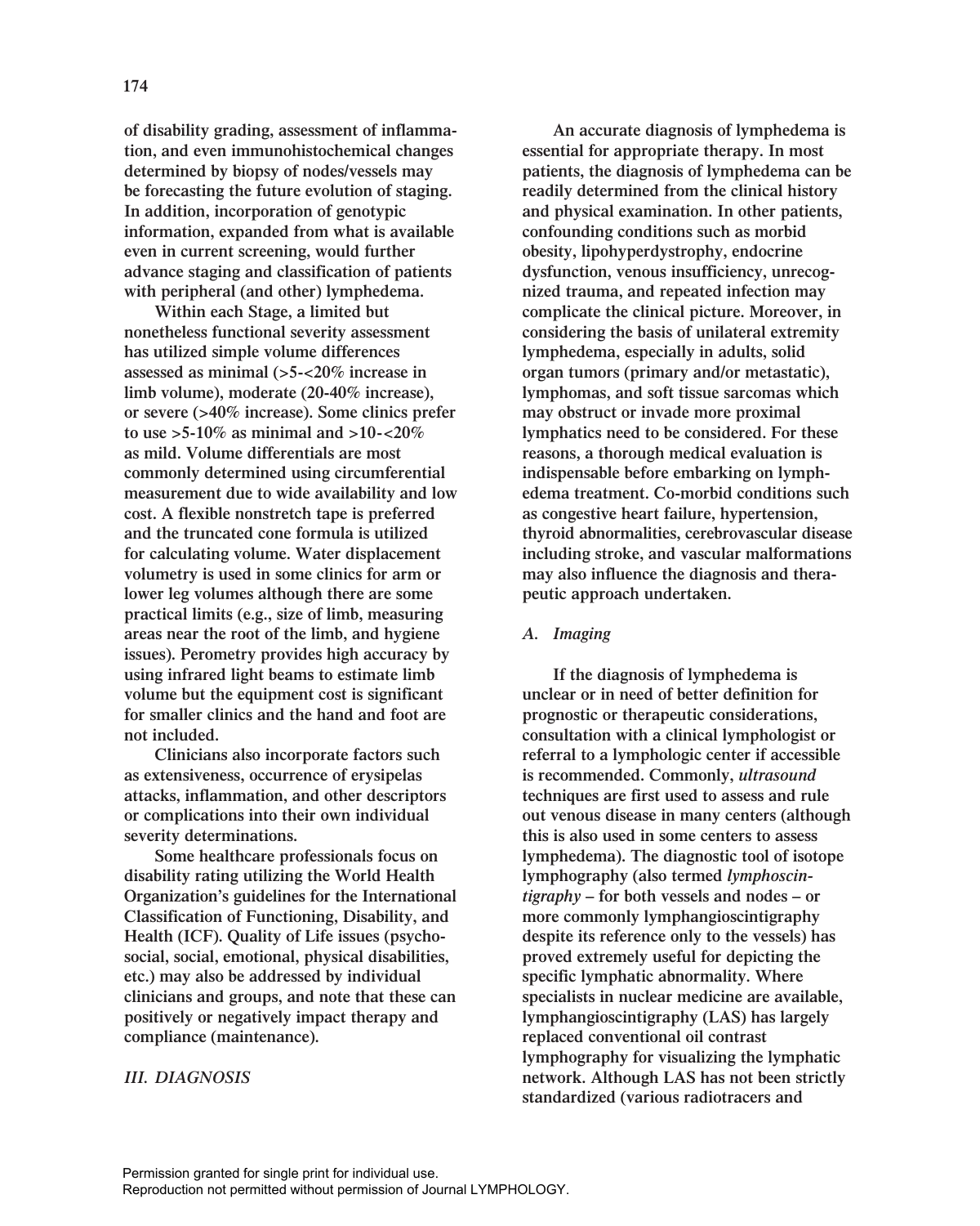of disability grading, assessment of inflammation, and even immunohistochemical changes determined by biopsy of nodes/vessels may be forecasting the future evolution of staging. In addition, incorporation of genotypic information, expanded from what is available even in current screening, would further advance staging and classification of patients with peripheral (and other) lymphedema.

Within each Stage, a limited but nonetheless functional severity assessment has utilized simple volume differences assessed as minimal (>5-<20% increase in limb volume), moderate (20-40% increase), or severe (>40% increase). Some clinics prefer to use >5-10% as minimal and >10-<20% as mild. Volume differentials are most commonly determined using circumferential measurement due to wide availability and low cost. A flexible nonstretch tape is preferred and the truncated cone formula is utilized for calculating volume. Water displacement volumetry is used in some clinics for arm or lower leg volumes although there are some practical limits (e.g., size of limb, measuring areas near the root of the limb, and hygiene issues). Perometry provides high accuracy by using infrared light beams to estimate limb volume but the equipment cost is significant for smaller clinics and the hand and foot are not included.

Clinicians also incorporate factors such as extensiveness, occurrence of erysipelas attacks, inflammation, and other descriptors or complications into their own individual severity determinations.

Some healthcare professionals focus on disability rating utilizing the World Health Organization's guidelines for the International Classification of Functioning, Disability, and Health (ICF). Quality of Life issues (psychosocial, social, emotional, physical disabilities, etc.) may also be addressed by individual clinicians and groups, and note that these can positively or negatively impact therapy and compliance (maintenance).

## *III. DIAGNOSIS*

An accurate diagnosis of lymphedema is essential for appropriate therapy. In most patients, the diagnosis of lymphedema can be readily determined from the clinical history and physical examination. In other patients, confounding conditions such as morbid obesity, lipohyperdystrophy, endocrine dysfunction, venous insufficiency, unrecognized trauma, and repeated infection may complicate the clinical picture. Moreover, in considering the basis of unilateral extremity lymphedema, especially in adults, solid organ tumors (primary and/or metastatic), lymphomas, and soft tissue sarcomas which may obstruct or invade more proximal lymphatics need to be considered. For these reasons, a thorough medical evaluation is indispensable before embarking on lymphedema treatment. Co-morbid conditions such as congestive heart failure, hypertension, thyroid abnormalities, cerebrovascular disease including stroke, and vascular malformations may also influence the diagnosis and therapeutic approach undertaken.

### *A. Imaging*

If the diagnosis of lymphedema is unclear or in need of better definition for prognostic or therapeutic considerations, consultation with a clinical lymphologist or referral to a lymphologic center if accessible is recommended. Commonly, *ultrasound* techniques are first used to assess and rule out venous disease in many centers (although this is also used in some centers to assess lymphedema). The diagnostic tool of isotope lymphography (also termed *lymphoscintigraphy* – for both vessels and nodes – or more commonly lymphangioscintigraphy despite its reference only to the vessels) has proved extremely useful for depicting the specific lymphatic abnormality. Where specialists in nuclear medicine are available, lymphangioscintigraphy (LAS) has largely replaced conventional oil contrast lymphography for visualizing the lymphatic network. Although LAS has not been strictly standardized (various radiotracers and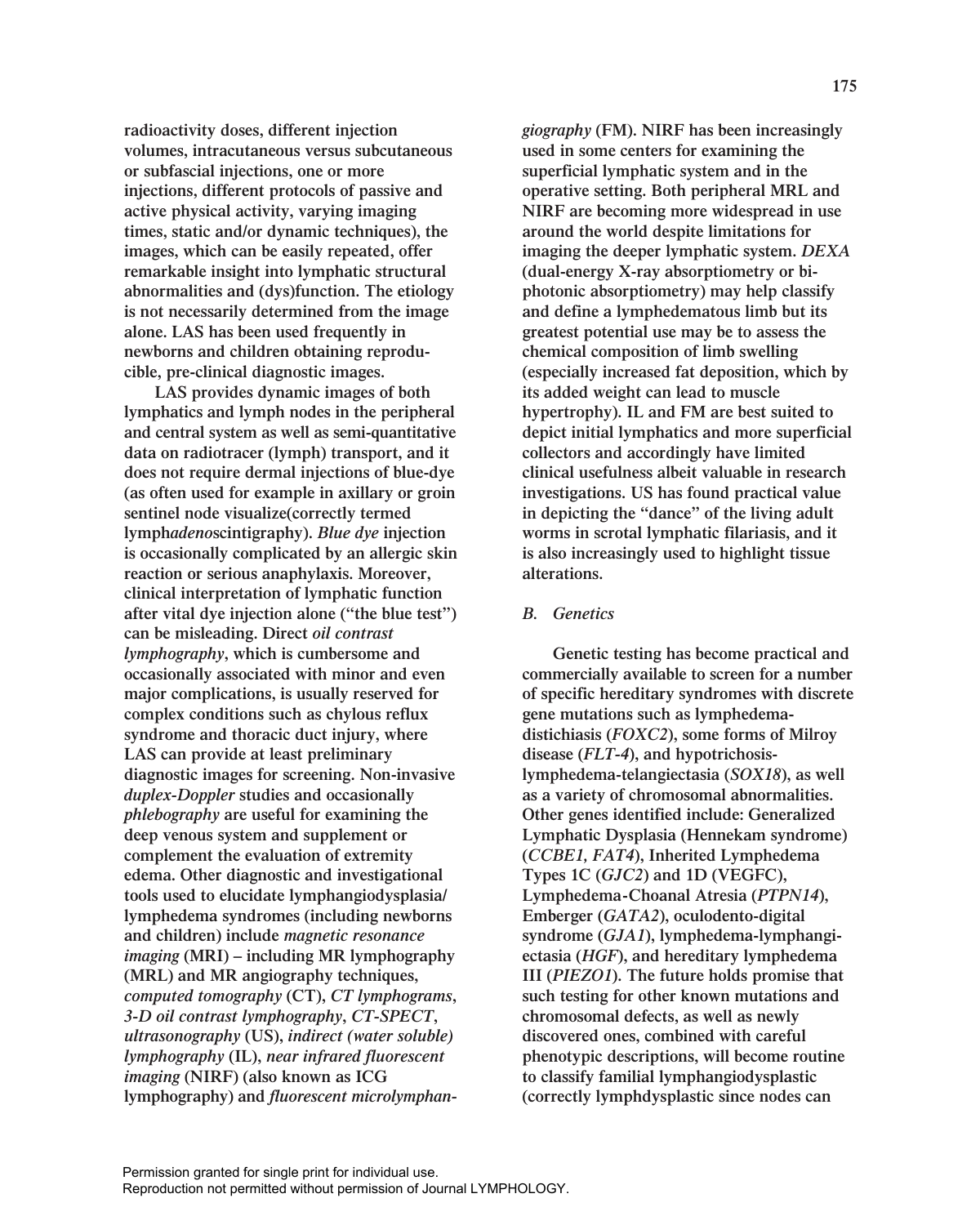radioactivity doses, different injection volumes, intracutaneous versus subcutaneous or subfascial injections, one or more injections, different protocols of passive and active physical activity, varying imaging times, static and/or dynamic techniques), the images, which can be easily repeated, offer remarkable insight into lymphatic structural abnormalities and (dys)function. The etiology is not necessarily determined from the image alone. LAS has been used frequently in newborns and children obtaining reproducible, pre-clinical diagnostic images.

LAS provides dynamic images of both lymphatics and lymph nodes in the peripheral and central system as well as semi-quantitative data on radiotracer (lymph) transport, and it does not require dermal injections of blue-dye (as often used for example in axillary or groin sentinel node visualize(correctly termed lymph*adeno*scintigraphy). *Blue dye* injection is occasionally complicated by an allergic skin reaction or serious anaphylaxis. Moreover, clinical interpretation of lymphatic function after vital dye injection alone ("the blue test") can be misleading. Direct *oil contrast lymphography*, which is cumbersome and occasionally associated with minor and even major complications, is usually reserved for complex conditions such as chylous reflux syndrome and thoracic duct injury, where LAS can provide at least preliminary diagnostic images for screening. Non-invasive *duplex-Doppler* studies and occasionally *phlebography* are useful for examining the deep venous system and supplement or complement the evaluation of extremity edema. Other diagnostic and investigational tools used to elucidate lymphangiodysplasia/ lymphedema syndromes (including newborns and children) include *magnetic resonance imaging* (MRI) – including MR lymphography (MRL) and MR angiography techniques, *computed tomography* (CT), *CT lymphograms*, *3-D oil contrast lymphography*, *CT-SPECT*, *ultrasonography* (US), *indirect (water soluble) lymphography* (IL), *near infrared fluorescent imaging* (NIRF) (also known as ICG lymphography) and *fluorescent microlymphangiography* (FM). NIRF has been increasingly used in some centers for examining the superficial lymphatic system and in the operative setting. Both peripheral MRL and NIRF are becoming more widespread in use around the world despite limitations for imaging the deeper lymphatic system. *DEXA* (dual-energy X-ray absorptiometry or bi-photonic absorptiometry) may help classify and define a lymphedematous limb but its greatest potential use may be to assess the chemical composition of limb swelling (especially increased fat deposition, which by its added weight can lead to muscle hypertrophy). IL and FM are best suited to depict initial lymphatics and more superficial collectors and accordingly have limited clinical usefulness albeit valuable in research investigations. US has found practical value in depicting the "dance" of the living adult worms in scrotal lymphatic filariasis, and it is also increasingly used to highlight tissue alterations.

### *B. Genetics*

Genetic testing has become practical and commercially available to screen for a number of specific hereditary syndromes with discrete gene mutations such as lymphedema-distichiasis (*FOXC2*), some forms of Milroy disease (*FLT-4*), and hypotrichosis-lymphedema-telangiectasia (*SOX18*), as well as a variety of chromosomal abnormalities. Other genes identified include: Generalized Lymphatic Dysplasia (Hennekam syndrome) (*CCBE1, FAT4*), Inherited Lymphedema Types 1C (*GJC2*) and 1D (VEGFC), Lymphedema-Choanal Atresia (*PTPN14*), Emberger (*GATA2*), oculodento-digital syndrome (*GJA1*), lymphedema-lymphangiectasia (*HGF*), and hereditary lymphedema III (*PIEZO1*). The future holds promise that such testing for other known mutations and chromosomal defects, as well as newly discovered ones, combined with careful phenotypic descriptions, will become routine to classify familial lymphangiodysplastic (correctly lymphdysplastic since nodes can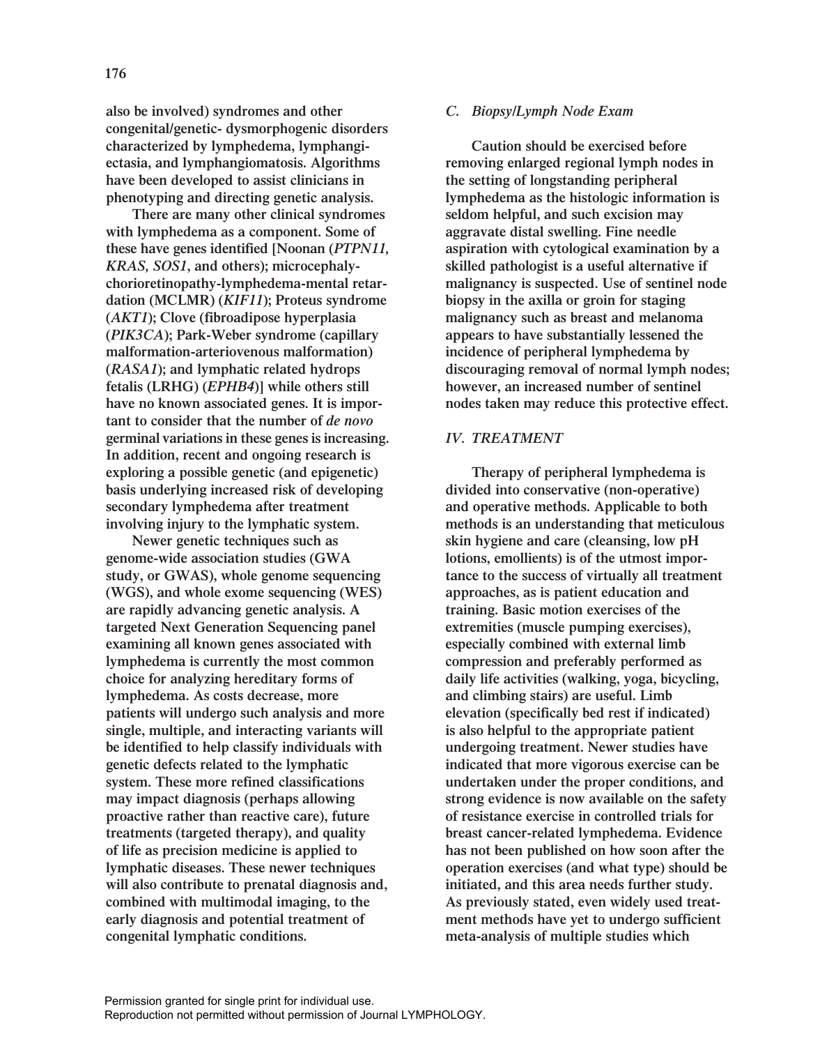also be involved) syndromes and other congenital/genetic- dysmorphogenic disorders characterized by lymphedema, lymphangiectasia, and lymphangiomatosis. Algorithms have been developed to assist clinicians in phenotyping and directing genetic analysis.

There are many other clinical syndromes with lymphedema as a component. Some of these have genes identified [Noonan (*PTPN11, KRAS, SOS1*, and others); microcephaly-chorioretinopathy-lymphedema-mental retardation (MCLMR) (*KIF11*); Proteus syndrome (*AKT1*); Clove (fibroadipose hyperplasia (*PIK3CA*); Park-Weber syndrome (capillary malformation-arteriovenous malformation) (*RASA1*); and lymphatic related hydrops fetalis (LRHG) (*EPHB4*)] while others still have no known associated genes. It is important to consider that the number of *de novo* germinal variations in these genes is increasing. In addition, recent and ongoing research is exploring a possible genetic (and epigenetic) basis underlying increased risk of developing secondary lymphedema after treatment involving injury to the lymphatic system.

Newer genetic techniques such as genome-wide association studies (GWA study, or GWAS), whole genome sequencing (WGS), and whole exome sequencing (WES) are rapidly advancing genetic analysis. A targeted Next Generation Sequencing panel examining all known genes associated with lymphedema is currently the most common choice for analyzing hereditary forms of lymphedema. As costs decrease, more patients will undergo such analysis and more single, multiple, and interacting variants will be identified to help classify individuals with genetic defects related to the lymphatic system. These more refined classifications may impact diagnosis (perhaps allowing proactive rather than reactive care), future treatments (targeted therapy), and quality of life as precision medicine is applied to lymphatic diseases. These newer techniques will also contribute to prenatal diagnosis and, combined with multimodal imaging, to the early diagnosis and potential treatment of congenital lymphatic conditions.

### *C. Biopsy/Lymph Node Exam*

Caution should be exercised before removing enlarged regional lymph nodes in the setting of longstanding peripheral lymphedema as the histologic information is seldom helpful, and such excision may aggravate distal swelling. Fine needle aspiration with cytological examination by a skilled pathologist is a useful alternative if malignancy is suspected. Use of sentinel node biopsy in the axilla or groin for staging malignancy such as breast and melanoma appears to have substantially lessened the incidence of peripheral lymphedema by discouraging removal of normal lymph nodes; however, an increased number of sentinel nodes taken may reduce this protective effect.

## *IV. TREATMENT*

Therapy of peripheral lymphedema is divided into conservative (non-operative) and operative methods. Applicable to both methods is an understanding that meticulous skin hygiene and care (cleansing, low pH lotions, emollients) is of the utmost importance to the success of virtually all treatment approaches, as is patient education and training. Basic motion exercises of the extremities (muscle pumping exercises), especially combined with external limb compression and preferably performed as daily life activities (walking, yoga, bicycling, and climbing stairs) are useful. Limb elevation (specifically bed rest if indicated) is also helpful to the appropriate patient undergoing treatment. Newer studies have indicated that more vigorous exercise can be undertaken under the proper conditions, and strong evidence is now available on the safety of resistance exercise in controlled trials for breast cancer-related lymphedema. Evidence has not been published on how soon after the operation exercises (and what type) should be initiated, and this area needs further study. As previously stated, even widely used treatment methods have yet to undergo sufficient meta-analysis of multiple studies which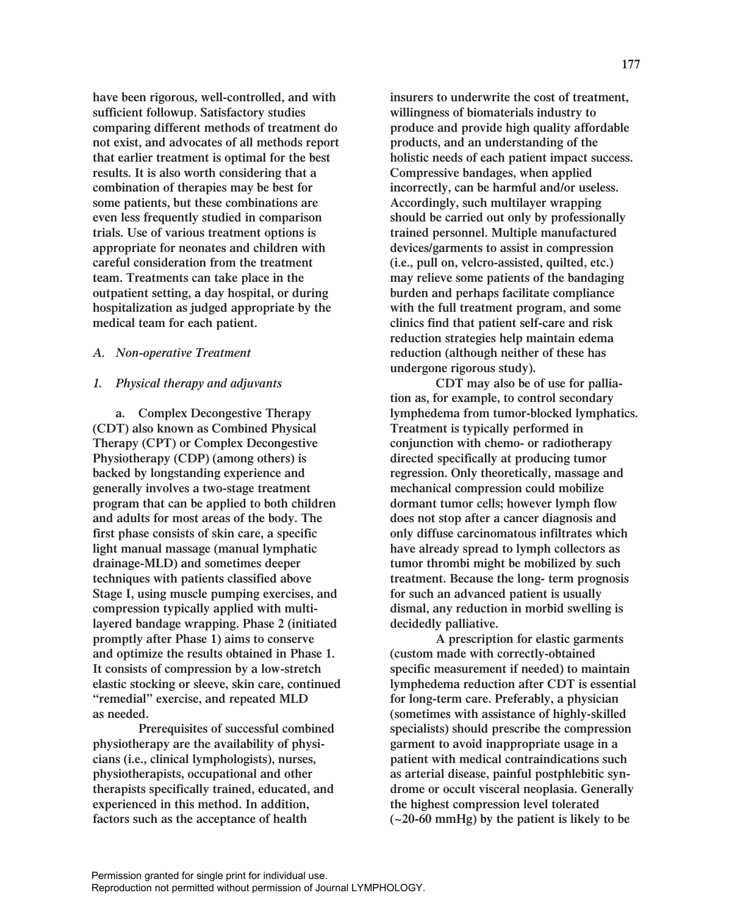have been rigorous, well-controlled, and with sufficient followup. Satisfactory studies comparing different methods of treatment do not exist, and advocates of all methods report that earlier treatment is optimal for the best results. It is also worth considering that a combination of therapies may be best for some patients, but these combinations are even less frequently studied in comparison trials. Use of various treatment options is appropriate for neonates and children with careful consideration from the treatment team. Treatments can take place in the outpatient setting, a day hospital, or during hospitalization as judged appropriate by the medical team for each patient.

### *A. Non-operative Treatment*

#### *1. Physical therapy and adjuvants*

a. Complex Decongestive Therapy (CDT) also known as Combined Physical Therapy (CPT) or Complex Decongestive Physiotherapy (CDP) (among others) is backed by longstanding experience and generally involves a two-stage treatment program that can be applied to both children and adults for most areas of the body. The first phase consists of skin care, a specific light manual massage (manual lymphatic drainage-MLD) and sometimes deeper techniques with patients classified above Stage I, using muscle pumping exercises, and compression typically applied with multi-layered bandage wrapping. Phase 2 (initiated promptly after Phase 1) aims to conserve and optimize the results obtained in Phase 1. It consists of compression by a low-stretch elastic stocking or sleeve, skin care, continued "remedial" exercise, and repeated MLD as needed.

Prerequisites of successful combined physiotherapy are the availability of physicians (i.e., clinical lymphologists), nurses, physiotherapists, occupational and other therapists specifically trained, educated, and experienced in this method. In addition, factors such as the acceptance of health insurers to underwrite the cost of treatment, willingness of biomaterials industry to produce and provide high quality affordable products, and an understanding of the holistic needs of each patient impact success. Compressive bandages, when applied incorrectly, can be harmful and/or useless. Accordingly, such multilayer wrapping should be carried out only by professionally trained personnel. Multiple manufactured devices/garments to assist in compression (i.e., pull on, velcro-assisted, quilted, etc.) may relieve some patients of the bandaging burden and perhaps facilitate compliance with the full treatment program, and some clinics find that patient self-care and risk reduction strategies help maintain edema reduction (although neither of these has undergone rigorous study).

CDT may also be of use for palliation as, for example, to control secondary lymphedema from tumor-blocked lymphatics. Treatment is typically performed in conjunction with chemo- or radiotherapy directed specifically at producing tumor regression. Only theoretically, massage and mechanical compression could mobilize dormant tumor cells; however lymph flow does not stop after a cancer diagnosis and only diffuse carcinomatous infiltrates which have already spread to lymph collectors as tumor thrombi might be mobilized by such treatment. Because the long- term prognosis for such an advanced patient is usually dismal, any reduction in morbid swelling is decidedly palliative.

A prescription for elastic garments (custom made with correctly-obtained specific measurement if needed) to maintain lymphedema reduction after CDT is essential for long-term care. Preferably, a physician (sometimes with assistance of highly-skilled specialists) should prescribe the compression garment to avoid inappropriate usage in a patient with medical contraindications such as arterial disease, painful postphlebitic syndrome or occult visceral neoplasia. Generally the highest compression level tolerated (~20-60 mmHg) by the patient is likely to be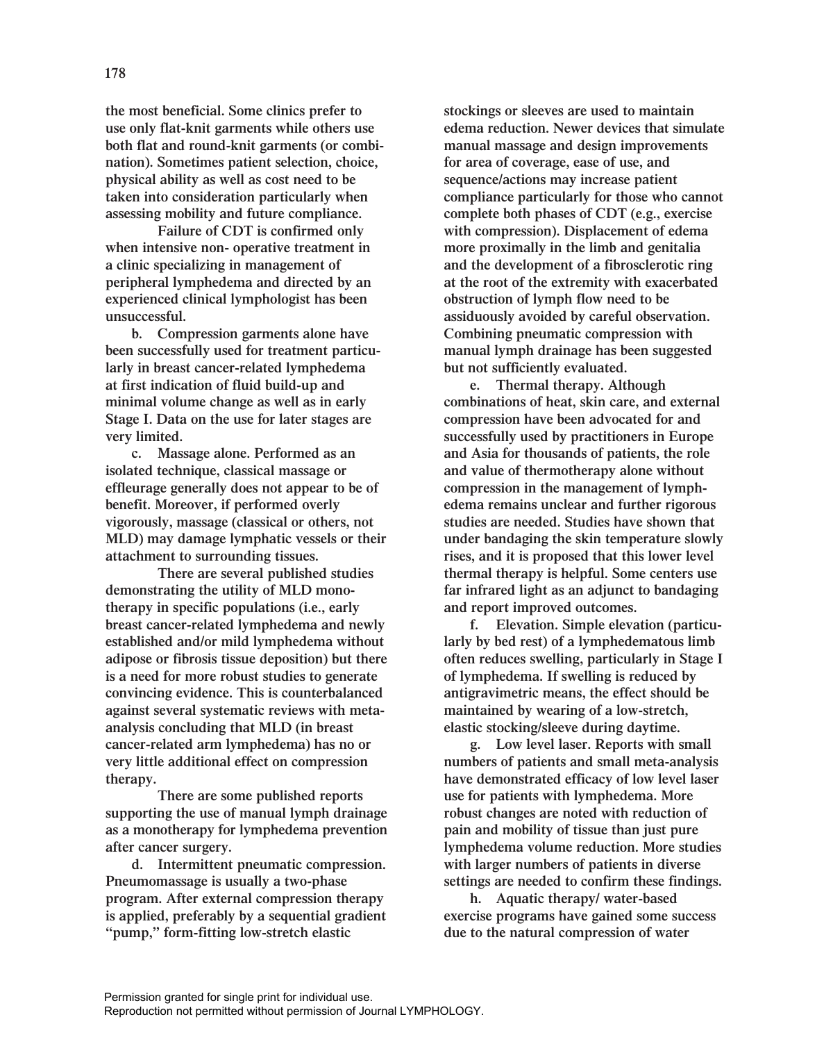the most beneficial. Some clinics prefer to use only flat-knit garments while others use both flat and round-knit garments (or combination). Sometimes patient selection, choice, physical ability as well as cost need to be taken into consideration particularly when assessing mobility and future compliance.

Failure of CDT is confirmed only when intensive non- operative treatment in a clinic specializing in management of peripheral lymphedema and directed by an experienced clinical lymphologist has been unsuccessful.

b. Compression garments alone have been successfully used for treatment particularly in breast cancer-related lymphedema at first indication of fluid build-up and minimal volume change as well as in early Stage I. Data on the use for later stages are very limited.

c. Massage alone. Performed as an isolated technique, classical massage or effleurage generally does not appear to be of benefit. Moreover, if performed overly vigorously, massage (classical or others, not MLD) may damage lymphatic vessels or their attachment to surrounding tissues.

There are several published studies demonstrating the utility of MLD monotherapy in specific populations (i.e., early breast cancer-related lymphedema and newly established and/or mild lymphedema without adipose or fibrosis tissue deposition) but there is a need for more robust studies to generate convincing evidence. This is counterbalanced against several systematic reviews with meta-analysis concluding that MLD (in breast cancer-related arm lymphedema) has no or very little additional effect on compression therapy.

There are some published reports supporting the use of manual lymph drainage as a monotherapy for lymphedema prevention after cancer surgery.

d. Intermittent pneumatic compression. Pneumomassage is usually a two-phase program. After external compression therapy is applied, preferably by a sequential gradient "pump," form-fitting low-stretch elastic stockings or sleeves are used to maintain edema reduction. Newer devices that simulate manual massage and design improvements for area of coverage, ease of use, and sequence/actions may increase patient compliance particularly for those who cannot complete both phases of CDT (e.g., exercise with compression). Displacement of edema more proximally in the limb and genitalia and the development of a fibrosclerotic ring at the root of the extremity with exacerbated obstruction of lymph flow need to be assiduously avoided by careful observation. Combining pneumatic compression with manual lymph drainage has been suggested but not sufficiently evaluated.

e. Thermal therapy. Although combinations of heat, skin care, and external compression have been advocated for and successfully used by practitioners in Europe and Asia for thousands of patients, the role and value of thermotherapy alone without compression in the management of lymphedema remains unclear and further rigorous studies are needed. Studies have shown that under bandaging the skin temperature slowly rises, and it is proposed that this lower level thermal therapy is helpful. Some centers use far infrared light as an adjunct to bandaging and report improved outcomes.

f. Elevation. Simple elevation (particularly by bed rest) of a lymphedematous limb often reduces swelling, particularly in Stage I of lymphedema. If swelling is reduced by antigravimetric means, the effect should be maintained by wearing of a low-stretch, elastic stocking/sleeve during daytime.

g. Low level laser. Reports with small numbers of patients and small meta-analysis have demonstrated efficacy of low level laser use for patients with lymphedema. More robust changes are noted with reduction of pain and mobility of tissue than just pure lymphedema volume reduction. More studies with larger numbers of patients in diverse settings are needed to confirm these findings.

h. Aquatic therapy/ water-based exercise programs have gained some success due to the natural compression of water

Permission granted for single print for individual use.
Reproduction not permitted without permission of Journal LYMPHOLOGY.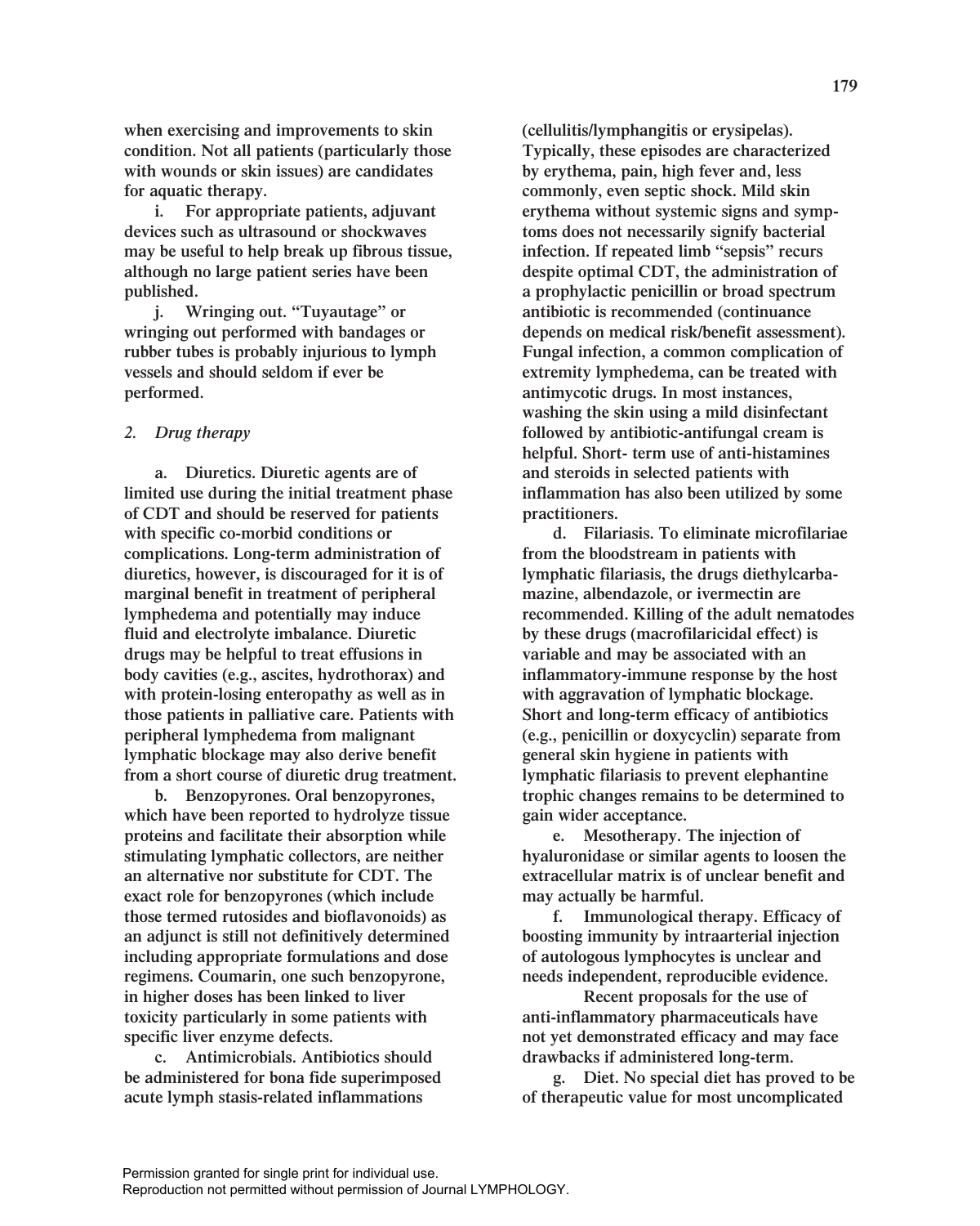when exercising and improvements to skin condition. Not all patients (particularly those with wounds or skin issues) are candidates for aquatic therapy.

i. For appropriate patients, adjuvant devices such as ultrasound or shockwaves may be useful to help break up fibrous tissue, although no large patient series have been published.

j. Wringing out. "Tuyautage" or wringing out performed with bandages or rubber tubes is probably injurious to lymph vessels and should seldom if ever be performed.

*2. Drug therapy*

a. Diuretics. Diuretic agents are of limited use during the initial treatment phase of CDT and should be reserved for patients with specific co-morbid conditions or complications. Long-term administration of diuretics, however, is discouraged for it is of marginal benefit in treatment of peripheral lymphedema and potentially may induce fluid and electrolyte imbalance. Diuretic drugs may be helpful to treat effusions in body cavities (e.g., ascites, hydrothorax) and with protein-losing enteropathy as well as in those patients in palliative care. Patients with peripheral lymphedema from malignant lymphatic blockage may also derive benefit from a short course of diuretic drug treatment.

b. Benzopyrones. Oral benzopyrones, which have been reported to hydrolyze tissue proteins and facilitate their absorption while stimulating lymphatic collectors, are neither an alternative nor substitute for CDT. The exact role for benzopyrones (which include those termed rutosides and bioflavonoids) as an adjunct is still not definitively determined including appropriate formulations and dose regimens. Coumarin, one such benzopyrone, in higher doses has been linked to liver toxicity particularly in some patients with specific liver enzyme defects.

c. Antimicrobials. Antibiotics should be administered for bona fide superimposed acute lymph stasis-related inflammations (cellulitis/lymphangitis or erysipelas). Typically, these episodes are characterized by erythema, pain, high fever and, less commonly, even septic shock. Mild skin erythema without systemic signs and symptoms does not necessarily signify bacterial infection. If repeated limb "sepsis" recurs despite optimal CDT, the administration of a prophylactic penicillin or broad spectrum antibiotic is recommended (continuance depends on medical risk/benefit assessment). Fungal infection, a common complication of extremity lymphedema, can be treated with antimycotic drugs. In most instances, washing the skin using a mild disinfectant followed by antibiotic-antifungal cream is helpful. Short- term use of anti-histamines and steroids in selected patients with inflammation has also been utilized by some practitioners.

d. Filariasis. To eliminate microfilariae from the bloodstream in patients with lymphatic filariasis, the drugs diethylcarbamazine, albendazole, or ivermectin are recommended. Killing of the adult nematodes by these drugs (macrofilaricidal effect) is variable and may be associated with an inflammatory-immune response by the host with aggravation of lymphatic blockage. Short and long-term efficacy of antibiotics (e.g., penicillin or doxycyclin) separate from general skin hygiene in patients with lymphatic filariasis to prevent elephantine trophic changes remains to be determined to gain wider acceptance.

e. Mesotherapy. The injection of hyaluronidase or similar agents to loosen the extracellular matrix is of unclear benefit and may actually be harmful.

f. Immunological therapy. Efficacy of boosting immunity by intraarterial injection of autologous lymphocytes is unclear and needs independent, reproducible evidence.

Recent proposals for the use of anti-inflammatory pharmaceuticals have not yet demonstrated efficacy and may face drawbacks if administered long-term.

g. Diet. No special diet has proved to be of therapeutic value for most uncomplicated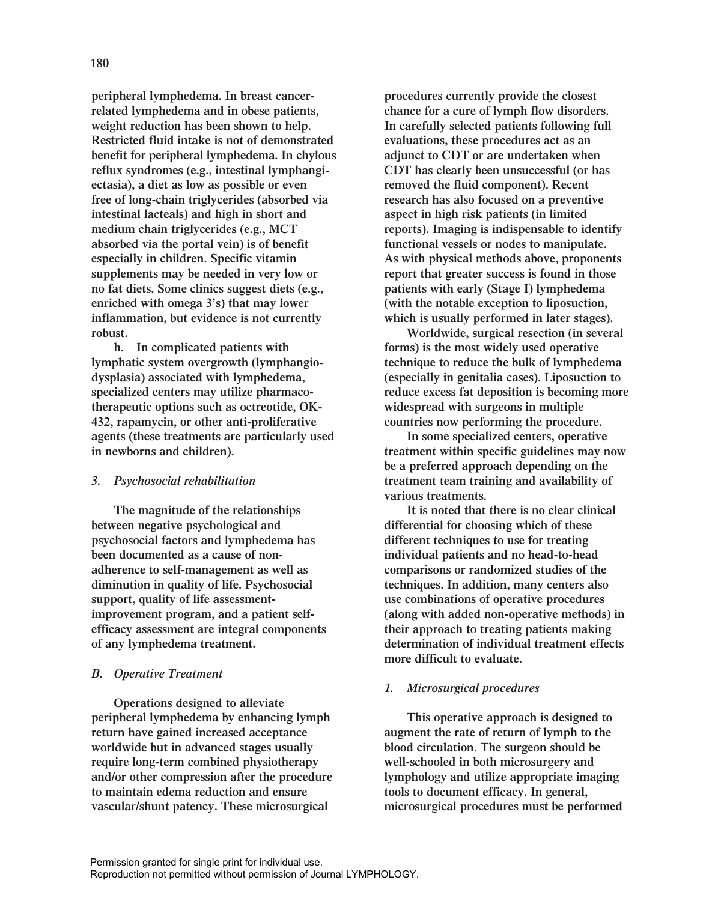peripheral lymphedema. In breast cancer-related lymphedema and in obese patients, weight reduction has been shown to help. Restricted fluid intake is not of demonstrated benefit for peripheral lymphedema. In chylous reflux syndromes (e.g., intestinal lymphangiectasia), a diet as low as possible or even free of long-chain triglycerides (absorbed via intestinal lacteals) and high in short and medium chain triglycerides (e.g., MCT absorbed via the portal vein) is of benefit especially in children. Specific vitamin supplements may be needed in very low or no fat diets. Some clinics suggest diets (e.g., enriched with omega 3's) that may lower inflammation, but evidence is not currently robust.

h. In complicated patients with lymphatic system overgrowth (lymphangiodysplasia) associated with lymphedema, specialized centers may utilize pharmacotherapeutic options such as octreotide, OK-432, rapamycin, or other anti-proliferative agents (these treatments are particularly used in newborns and children).

### *3. Psychosocial rehabilitation*

The magnitude of the relationships between negative psychological and psychosocial factors and lymphedema has been documented as a cause of non-adherence to self-management as well as diminution in quality of life. Psychosocial support, quality of life assessment-improvement program, and a patient self-efficacy assessment are integral components of any lymphedema treatment.

## *B. Operative Treatment*

Operations designed to alleviate peripheral lymphedema by enhancing lymph return have gained increased acceptance worldwide but in advanced stages usually require long-term combined physiotherapy and/or other compression after the procedure to maintain edema reduction and ensure vascular/shunt patency. These microsurgical procedures currently provide the closest chance for a cure of lymph flow disorders. In carefully selected patients following full evaluations, these procedures act as an adjunct to CDT or are undertaken when CDT has clearly been unsuccessful (or has removed the fluid component). Recent research has also focused on a preventive aspect in high risk patients (in limited reports). Imaging is indispensable to identify functional vessels or nodes to manipulate. As with physical methods above, proponents report that greater success is found in those patients with early (Stage I) lymphedema (with the notable exception to liposuction, which is usually performed in later stages).

Worldwide, surgical resection (in several forms) is the most widely used operative technique to reduce the bulk of lymphedema (especially in genitalia cases). Liposuction to reduce excess fat deposition is becoming more widespread with surgeons in multiple countries now performing the procedure.

In some specialized centers, operative treatment within specific guidelines may now be a preferred approach depending on the treatment team training and availability of various treatments.

It is noted that there is no clear clinical differential for choosing which of these different techniques to use for treating individual patients and no head-to-head comparisons or randomized studies of the techniques. In addition, many centers also use combinations of operative procedures (along with added non-operative methods) in their approach to treating patients making determination of individual treatment effects more difficult to evaluate.

### *1. Microsurgical procedures*

This operative approach is designed to augment the rate of return of lymph to the blood circulation. The surgeon should be well-schooled in both microsurgery and lymphology and utilize appropriate imaging tools to document efficacy. In general, microsurgical procedures must be performed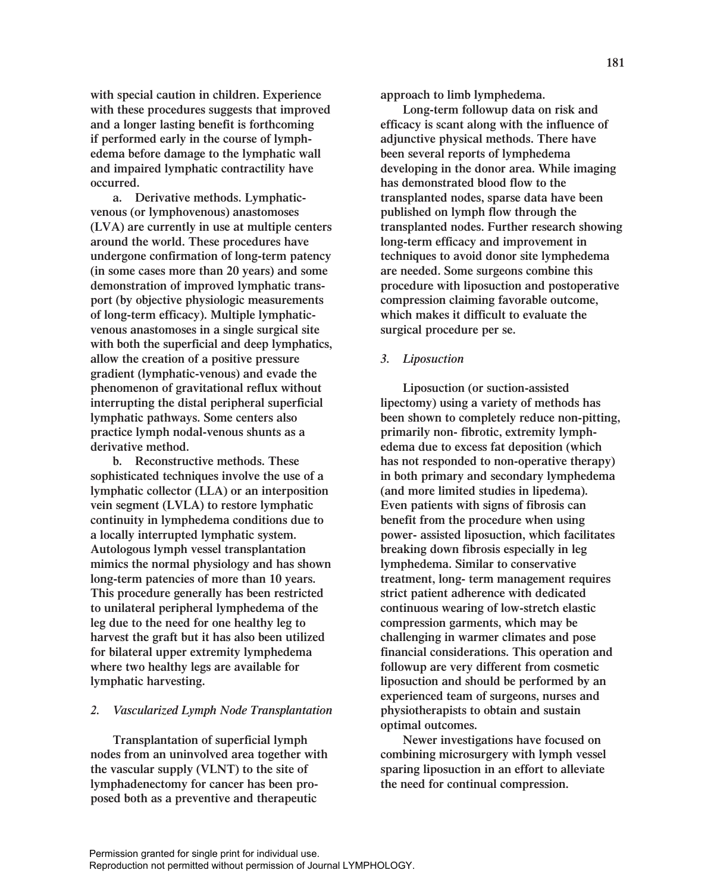**with special caution in children. Experience with these procedures suggests that improved and a longer lasting benefit is forthcoming if performed early in the course of lymphedema before damage to the lymphatic wall and impaired lymphatic contractility have occurred.**

**a. Derivative methods. Lymphatic-venous (or lymphovenous) anastomoses (LVA) are currently in use at multiple centers around the world. These procedures have undergone confirmation of long-term patency (in some cases more than 20 years) and some demonstration of improved lymphatic transport (by objective physiologic measurements of long-term efficacy). Multiple lymphatic-venous anastomoses in a single surgical site with both the superficial and deep lymphatics, allow the creation of a positive pressure gradient (lymphatic-venous) and evade the phenomenon of gravitational reflux without interrupting the distal peripheral superficial lymphatic pathways. Some centers also practice lymph nodal-venous shunts as a derivative method.**

**b. Reconstructive methods. These sophisticated techniques involve the use of a lymphatic collector (LLA) or an interposition vein segment (LVLA) to restore lymphatic continuity in lymphedema conditions due to a locally interrupted lymphatic system. Autologous lymph vessel transplantation mimics the normal physiology and has shown long-term patencies of more than 10 years. This procedure generally has been restricted to unilateral peripheral lymphedema of the leg due to the need for one healthy leg to harvest the graft but it has also been utilized for bilateral upper extremity lymphedema where two healthy legs are available for lymphatic harvesting.**

### *2. Vascularized Lymph Node Transplantation*

**Transplantation of superficial lymph nodes from an uninvolved area together with the vascular supply (VLNT) to the site of lymphadenectomy for cancer has been proposed both as a preventive and therapeutic approach to limb lymphedema.**

**Long-term followup data on risk and efficacy is scant along with the influence of adjunctive physical methods. There have been several reports of lymphedema developing in the donor area. While imaging has demonstrated blood flow to the transplanted nodes, sparse data have been published on lymph flow through the transplanted nodes. Further research showing long-term efficacy and improvement in techniques to avoid donor site lymphedema are needed. Some surgeons combine this procedure with liposuction and postoperative compression claiming favorable outcome, which makes it difficult to evaluate the surgical procedure per se.**

### *3. Liposuction*

**Liposuction (or suction-assisted lipectomy) using a variety of methods has been shown to completely reduce non-pitting, primarily non- fibrotic, extremity lymphedema due to excess fat deposition (which has not responded to non-operative therapy) in both primary and secondary lymphedema (and more limited studies in lipedema). Even patients with signs of fibrosis can benefit from the procedure when using power- assisted liposuction, which facilitates breaking down fibrosis especially in leg lymphedema. Similar to conservative treatment, long- term management requires strict patient adherence with dedicated continuous wearing of low-stretch elastic compression garments, which may be challenging in warmer climates and pose financial considerations. This operation and followup are very different from cosmetic liposuction and should be performed by an experienced team of surgeons, nurses and physiotherapists to obtain and sustain optimal outcomes.**

**Newer investigations have focused on combining microsurgery with lymph vessel sparing liposuction in an effort to alleviate the need for continual compression.**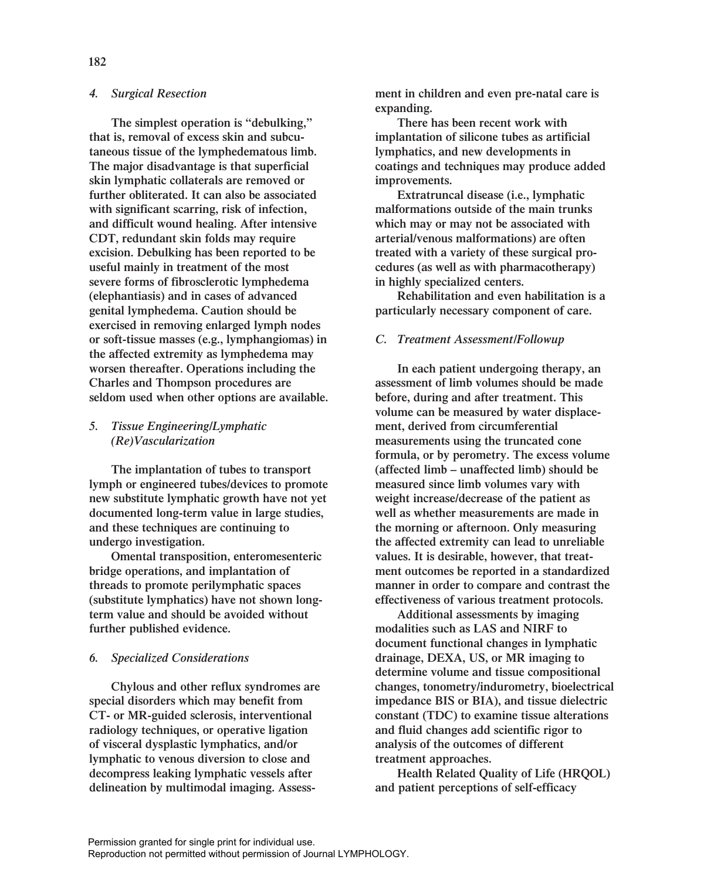#### 4. *Surgical Resection*

The simplest operation is "debulking," that is, removal of excess skin and subcutaneous tissue of the lymphedematous limb. The major disadvantage is that superficial skin lymphatic collaterals are removed or further obliterated. It can also be associated with significant scarring, risk of infection, and difficult wound healing. After intensive CDT, redundant skin folds may require excision. Debulking has been reported to be useful mainly in treatment of the most severe forms of fibrosclerotic lymphedema (elephantiasis) and in cases of advanced genital lymphedema. Caution should be exercised in removing enlarged lymph nodes or soft-tissue masses (e.g., lymphangiomas) in the affected extremity as lymphedema may worsen thereafter. Operations including the Charles and Thompson procedures are seldom used when other options are available.

#### 5. *Tissue Engineering/Lymphatic (Re)Vascularization*

The implantation of tubes to transport lymph or engineered tubes/devices to promote new substitute lymphatic growth have not yet documented long-term value in large studies, and these techniques are continuing to undergo investigation.

Omental transposition, enteromesenteric bridge operations, and implantation of threads to promote perilymphatic spaces (substitute lymphatics) have not shown long-term value and should be avoided without further published evidence.

#### 6. *Specialized Considerations*

Chylous and other reflux syndromes are special disorders which may benefit from CT- or MR-guided sclerosis, interventional radiology techniques, or operative ligation of visceral dysplastic lymphatics, and/or lymphatic to venous diversion to close and decompress leaking lymphatic vessels after delineation by multimodal imaging. Assessment in children and even pre-natal care is expanding.

There has been recent work with implantation of silicone tubes as artificial lymphatics, and new developments in coatings and techniques may produce added improvements.

Extratruncal disease (i.e., lymphatic malformations outside of the main trunks which may or may not be associated with arterial/venous malformations) are often treated with a variety of these surgical procedures (as well as with pharmacotherapy) in highly specialized centers.

Rehabilitation and even habilitation is a particularly necessary component of care.

### C. *Treatment Assessment/Followup*

In each patient undergoing therapy, an assessment of limb volumes should be made before, during and after treatment. This volume can be measured by water displacement, derived from circumferential measurements using the truncated cone formula, or by perometry. The excess volume (affected limb – unaffected limb) should be measured since limb volumes vary with weight increase/decrease of the patient as well as whether measurements are made in the morning or afternoon. Only measuring the affected extremity can lead to unreliable values. It is desirable, however, that treatment outcomes be reported in a standardized manner in order to compare and contrast the effectiveness of various treatment protocols.

Additional assessments by imaging modalities such as LAS and NIRF to document functional changes in lymphatic drainage, DEXA, US, or MR imaging to determine volume and tissue compositional changes, tonometry/indurometry, bioelectrical impedance BIS or BIA), and tissue dielectric constant (TDC) to examine tissue alterations and fluid changes add scientific rigor to analysis of the outcomes of different treatment approaches.

Health Related Quality of Life (HRQOL) and patient perceptions of self-efficacy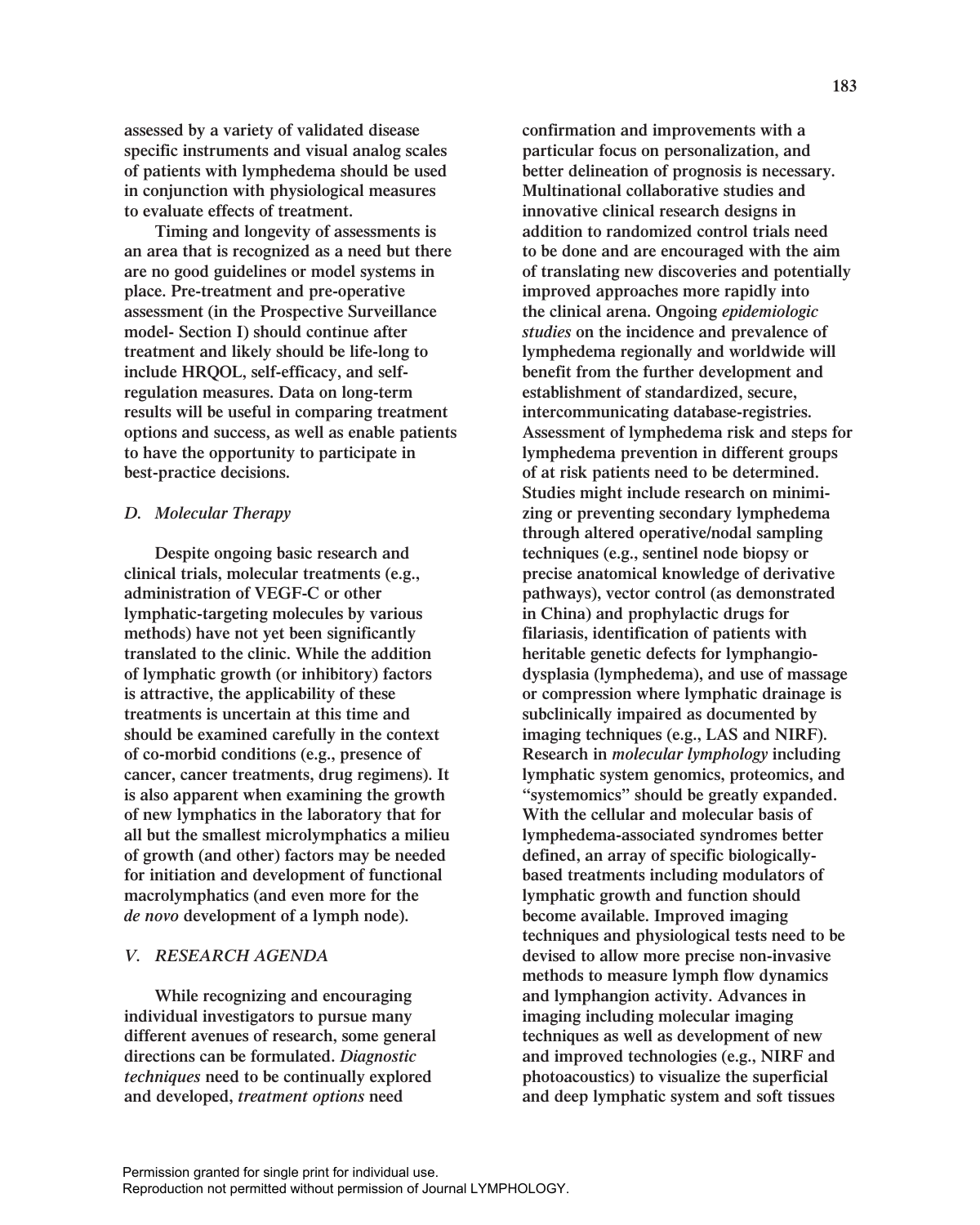assessed by a variety of validated disease specific instruments and visual analog scales of patients with lymphedema should be used in conjunction with physiological measures to evaluate effects of treatment.

Timing and longevity of assessments is an area that is recognized as a need but there are no good guidelines or model systems in place. Pre-treatment and pre-operative assessment (in the Prospective Surveillance model- Section I) should continue after treatment and likely should be life-long to include HRQOL, self-efficacy, and self-regulation measures. Data on long-term results will be useful in comparing treatment options and success, as well as enable patients to have the opportunity to participate in best-practice decisions.

### *D. Molecular Therapy*

Despite ongoing basic research and clinical trials, molecular treatments (e.g., administration of VEGF-C or other lymphatic-targeting molecules by various methods) have not yet been significantly translated to the clinic. While the addition of lymphatic growth (or inhibitory) factors is attractive, the applicability of these treatments is uncertain at this time and should be examined carefully in the context of co-morbid conditions (e.g., presence of cancer, cancer treatments, drug regimens). It is also apparent when examining the growth of new lymphatics in the laboratory that for all but the smallest microlymphatics a milieu of growth (and other) factors may be needed for initiation and development of functional macrolymphatics (and even more for the *de novo* development of a lymph node).

## *V. RESEARCH AGENDA*

While recognizing and encouraging individual investigators to pursue many different avenues of research, some general directions can be formulated. *Diagnostic techniques* need to be continually explored and developed, *treatment options* need confirmation and improvements with a particular focus on personalization, and better delineation of prognosis is necessary. Multinational collaborative studies and innovative clinical research designs in addition to randomized control trials need to be done and are encouraged with the aim of translating new discoveries and potentially improved approaches more rapidly into the clinical arena. Ongoing *epidemiologic studies* on the incidence and prevalence of lymphedema regionally and worldwide will benefit from the further development and establishment of standardized, secure, intercommunicating database-registries. Assessment of lymphedema risk and steps for lymphedema prevention in different groups of at risk patients need to be determined. Studies might include research on minimizing or preventing secondary lymphedema through altered operative/nodal sampling techniques (e.g., sentinel node biopsy or precise anatomical knowledge of derivative pathways), vector control (as demonstrated in China) and prophylactic drugs for filariasis, identification of patients with heritable genetic defects for lymphangiodysplasia (lymphedema), and use of massage or compression where lymphatic drainage is subclinically impaired as documented by imaging techniques (e.g., LAS and NIRF). Research in *molecular lymphology* including lymphatic system genomics, proteomics, and "systemomics" should be greatly expanded. With the cellular and molecular basis of lymphedema-associated syndromes better defined, an array of specific biologically-based treatments including modulators of lymphatic growth and function should become available. Improved imaging techniques and physiological tests need to be devised to allow more precise non-invasive methods to measure lymph flow dynamics and lymphangion activity. Advances in imaging including molecular imaging techniques as well as development of new and improved technologies (e.g., NIRF and photoacoustics) to visualize the superficial and deep lymphatic system and soft tissues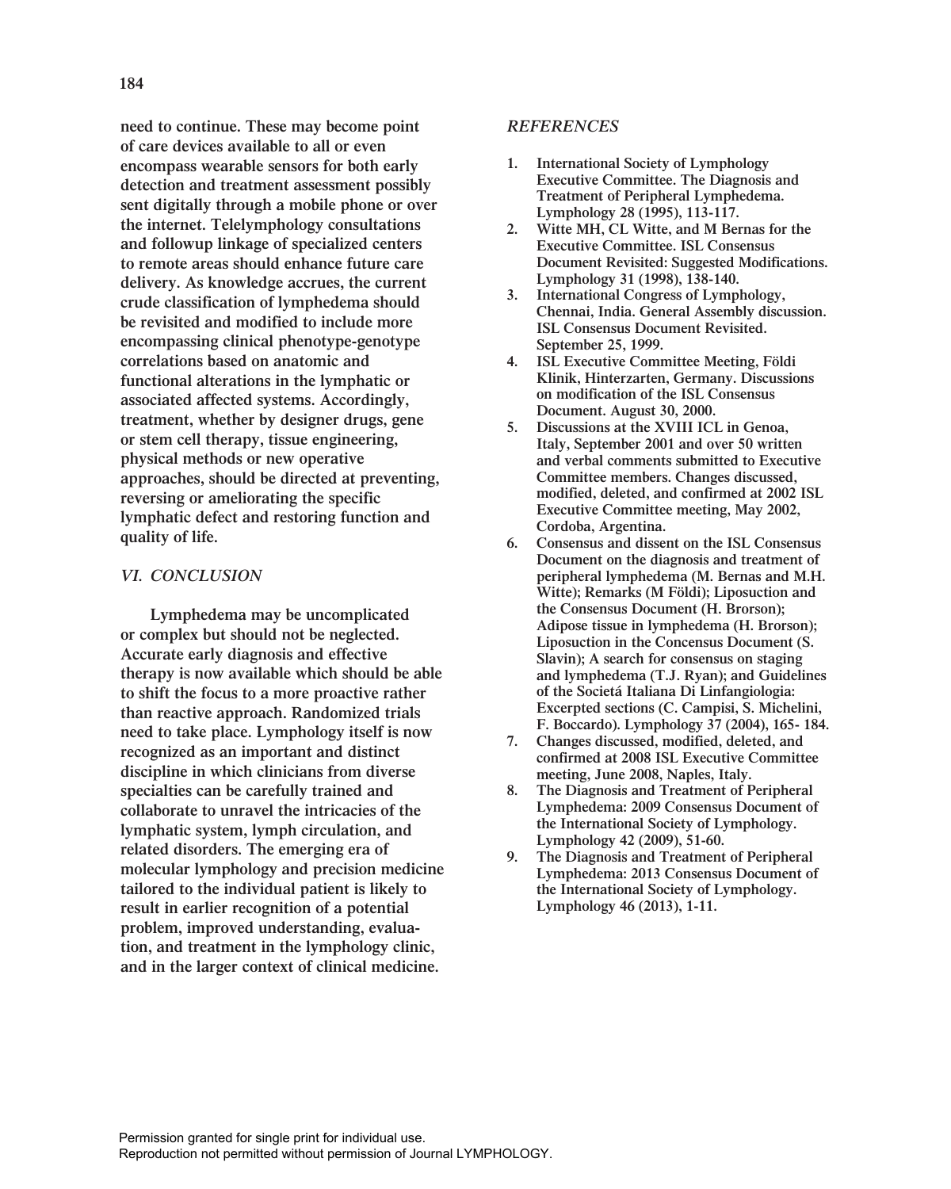need to continue. These may become point of care devices available to all or even encompass wearable sensors for both early detection and treatment assessment possibly sent digitally through a mobile phone or over the internet. Telelymphology consultations and followup linkage of specialized centers to remote areas should enhance future care delivery. As knowledge accrues, the current crude classification of lymphedema should be revisited and modified to include more encompassing clinical phenotype-genotype correlations based on anatomic and functional alterations in the lymphatic or associated affected systems. Accordingly, treatment, whether by designer drugs, gene or stem cell therapy, tissue engineering, physical methods or new operative approaches, should be directed at preventing, reversing or ameliorating the specific lymphatic defect and restoring function and quality of life.

## *VI. CONCLUSION*

Lymphedema may be uncomplicated or complex but should not be neglected. Accurate early diagnosis and effective therapy is now available which should be able to shift the focus to a more proactive rather than reactive approach. Randomized trials need to take place. Lymphology itself is now recognized as an important and distinct discipline in which clinicians from diverse specialties can be carefully trained and collaborate to unravel the intricacies of the lymphatic system, lymph circulation, and related disorders. The emerging era of molecular lymphology and precision medicine tailored to the individual patient is likely to result in earlier recognition of a potential problem, improved understanding, evaluation, and treatment in the lymphology clinic, and in the larger context of clinical medicine.

## *REFERENCES*

1. International Society of Lymphology Executive Committee. The Diagnosis and Treatment of Peripheral Lymphedema. Lymphology 28 (1995), 113-117.
2. Witte MH, CL Witte, and M Bernas for the Executive Committee. ISL Consensus Document Revisited: Suggested Modifications. Lymphology 31 (1998), 138-140.
3. International Congress of Lymphology, Chennai, India. General Assembly discussion. ISL Consensus Document Revisited. September 25, 1999.
4. ISL Executive Committee Meeting, Földi Klinik, Hinterzarten, Germany. Discussions on modification of the ISL Consensus Document. August 30, 2000.
5. Discussions at the XVIII ICL in Genoa, Italy, September 2001 and over 50 written and verbal comments submitted to Executive Committee members. Changes discussed, modified, deleted, and confirmed at 2002 ISL Executive Committee meeting, May 2002, Cordoba, Argentina.
6. Consensus and dissent on the ISL Consensus Document on the diagnosis and treatment of peripheral lymphedema (M. Bernas and M.H. Witte); Remarks (M Földi); Liposuction and the Consensus Document (H. Brorson); Adipose tissue in lymphedema (H. Brorson); Liposuction in the Concensus Document (S. Slavin); A search for consensus on staging and lymphedema (T.J. Ryan); and Guidelines of the Societá Italiana Di Linfangiologia: Excerpted sections (C. Campisi, S. Michelini, F. Boccardo). Lymphology 37 (2004), 165- 184.
7. Changes discussed, modified, deleted, and confirmed at 2008 ISL Executive Committee meeting, June 2008, Naples, Italy.
8. The Diagnosis and Treatment of Peripheral Lymphedema: 2009 Consensus Document of the International Society of Lymphology. Lymphology 42 (2009), 51-60.
9. The Diagnosis and Treatment of Peripheral Lymphedema: 2013 Consensus Document of the International Society of Lymphology. Lymphology 46 (2013), 1-11.